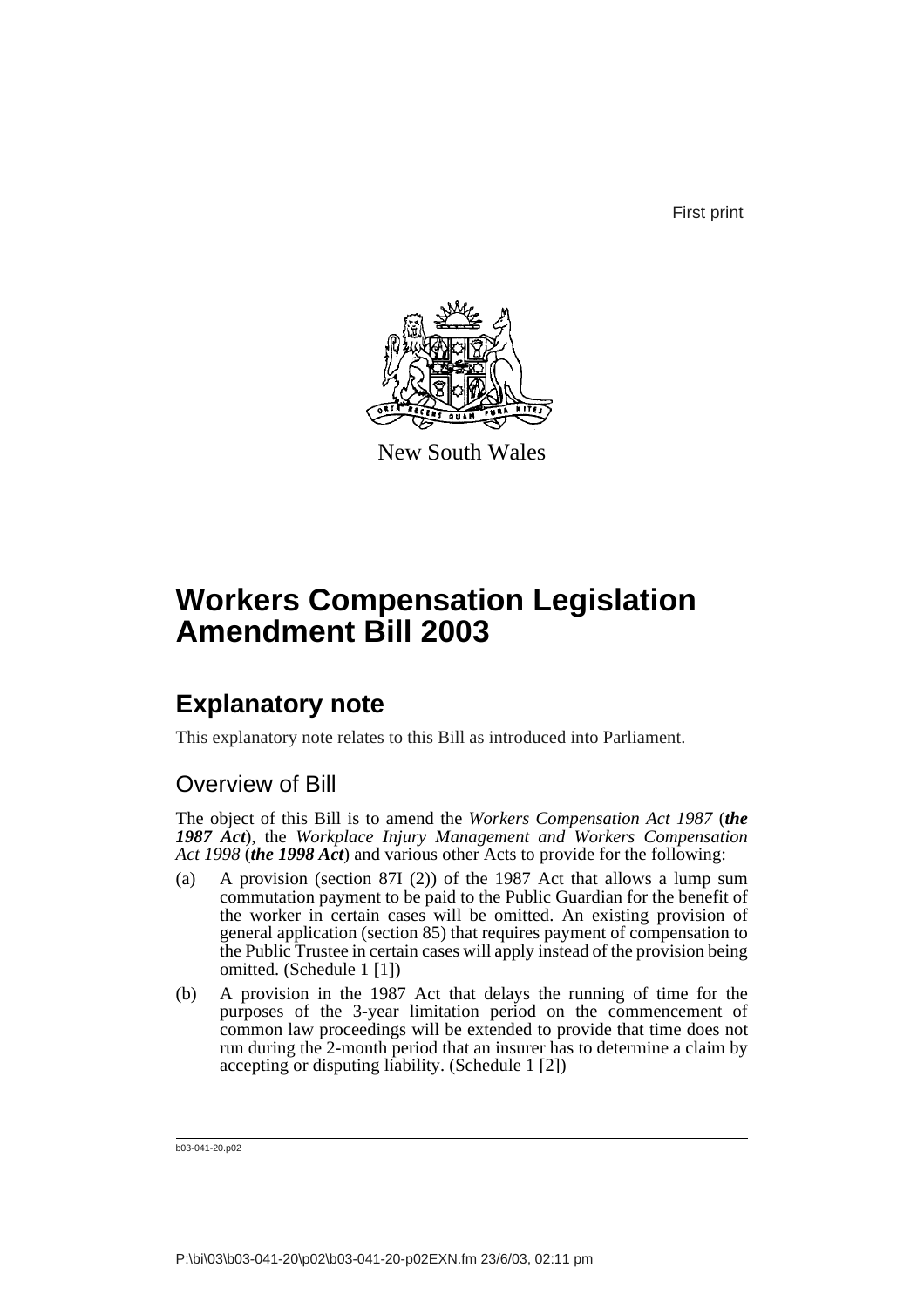First print

New South Wales

# Workers Compensation Legislation Amendment Bill 2003

## Explanatory note

This explanatory note relates to this Bill as introduced into Parliament.

### Overview of Bill

The object of this Bill is to amend the *Workers Compensation Act 1987* (***the 1987 Act***), the *Workplace Injury Management and Workers Compensation Act 1998* (***the 1998 Act***) and various other Acts to provide for the following:

(a) A provision (section 87I (2)) of the 1987 Act that allows a lump sum commutation payment to be paid to the Public Guardian for the benefit of the worker in certain cases will be omitted. An existing provision of general application (section 85) that requires payment of compensation to the Public Trustee in certain cases will apply instead of the provision being omitted. (Schedule 1 [1])

(b) A provision in the 1987 Act that delays the running of time for the purposes of the 3-year limitation period on the commencement of common law proceedings will be extended to provide that time does not run during the 2-month period that an insurer has to determine a claim by accepting or disputing liability. (Schedule 1 [2])

b03-041-20.p02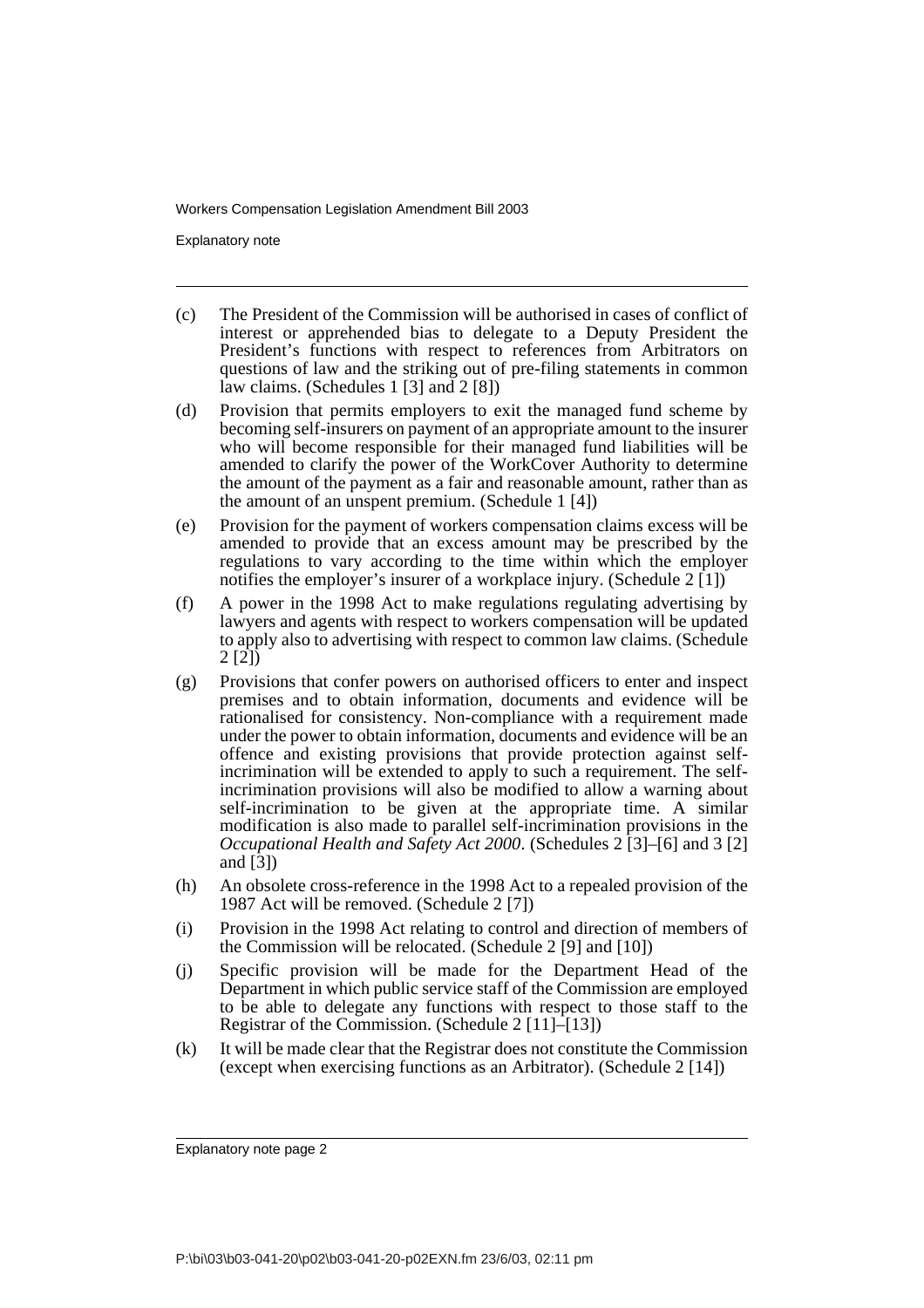- (c) The President of the Commission will be authorised in cases of conflict of interest or apprehended bias to delegate to a Deputy President the President's functions with respect to references from Arbitrators on questions of law and the striking out of pre-filing statements in common law claims. (Schedules 1 [3] and 2 [8])
- (d) Provision that permits employers to exit the managed fund scheme by becoming self-insurers on payment of an appropriate amount to the insurer who will become responsible for their managed fund liabilities will be amended to clarify the power of the WorkCover Authority to determine the amount of the payment as a fair and reasonable amount, rather than as the amount of an unspent premium. (Schedule 1 [4])
- (e) Provision for the payment of workers compensation claims excess will be amended to provide that an excess amount may be prescribed by the regulations to vary according to the time within which the employer notifies the employer's insurer of a workplace injury. (Schedule 2 [1])
- (f) A power in the 1998 Act to make regulations regulating advertising by lawyers and agents with respect to workers compensation will be updated to apply also to advertising with respect to common law claims. (Schedule 2 [2])
- (g) Provisions that confer powers on authorised officers to enter and inspect premises and to obtain information, documents and evidence will be rationalised for consistency. Non-compliance with a requirement made under the power to obtain information, documents and evidence will be an offence and existing provisions that provide protection against self-incrimination will be extended to apply to such a requirement. The self-incrimination provisions will also be modified to allow a warning about self-incrimination to be given at the appropriate time. A similar modification is also made to parallel self-incrimination provisions in the *Occupational Health and Safety Act 2000*. (Schedules 2 [3]–[6] and 3 [2] and [3])
- (h) An obsolete cross-reference in the 1998 Act to a repealed provision of the 1987 Act will be removed. (Schedule 2 [7])
- (i) Provision in the 1998 Act relating to control and direction of members of the Commission will be relocated. (Schedule 2 [9] and [10])
- (j) Specific provision will be made for the Department Head of the Department in which public service staff of the Commission are employed to be able to delegate any functions with respect to those staff to the Registrar of the Commission. (Schedule 2 [11]–[13])
- (k) It will be made clear that the Registrar does not constitute the Commission (except when exercising functions as an Arbitrator). (Schedule 2 [14])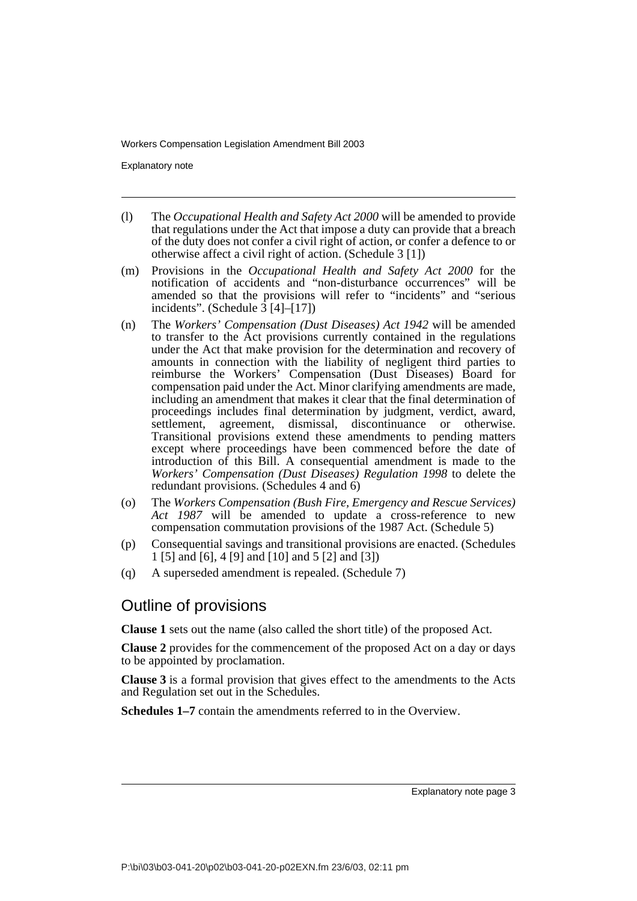- (l) The *Occupational Health and Safety Act 2000* will be amended to provide that regulations under the Act that impose a duty can provide that a breach of the duty does not confer a civil right of action, or confer a defence to or otherwise affect a civil right of action. (Schedule 3 [1])
- (m) Provisions in the *Occupational Health and Safety Act 2000* for the notification of accidents and "non-disturbance occurrences" will be amended so that the provisions will refer to "incidents" and "serious incidents". (Schedule 3 [4]–[17])
- (n) The *Workers' Compensation (Dust Diseases) Act 1942* will be amended to transfer to the Act provisions currently contained in the regulations under the Act that make provision for the determination and recovery of amounts in connection with the liability of negligent third parties to reimburse the Workers' Compensation (Dust Diseases) Board for compensation paid under the Act. Minor clarifying amendments are made, including an amendment that makes it clear that the final determination of proceedings includes final determination by judgment, verdict, award, settlement, agreement, dismissal, discontinuance or otherwise. Transitional provisions extend these amendments to pending matters except where proceedings have been commenced before the date of introduction of this Bill. A consequential amendment is made to the *Workers' Compensation (Dust Diseases) Regulation 1998* to delete the redundant provisions. (Schedules 4 and 6)
- (o) The *Workers Compensation (Bush Fire, Emergency and Rescue Services) Act 1987* will be amended to update a cross-reference to new compensation commutation provisions of the 1987 Act. (Schedule 5)
- (p) Consequential savings and transitional provisions are enacted. (Schedules 1 [5] and [6], 4 [9] and [10] and 5 [2] and [3])
- (q) A superseded amendment is repealed. (Schedule 7)

## Outline of provisions

**Clause 1** sets out the name (also called the short title) of the proposed Act.

**Clause 2** provides for the commencement of the proposed Act on a day or days to be appointed by proclamation.

**Clause 3** is a formal provision that gives effect to the amendments to the Acts and Regulation set out in the Schedules.

**Schedules 1–7** contain the amendments referred to in the Overview.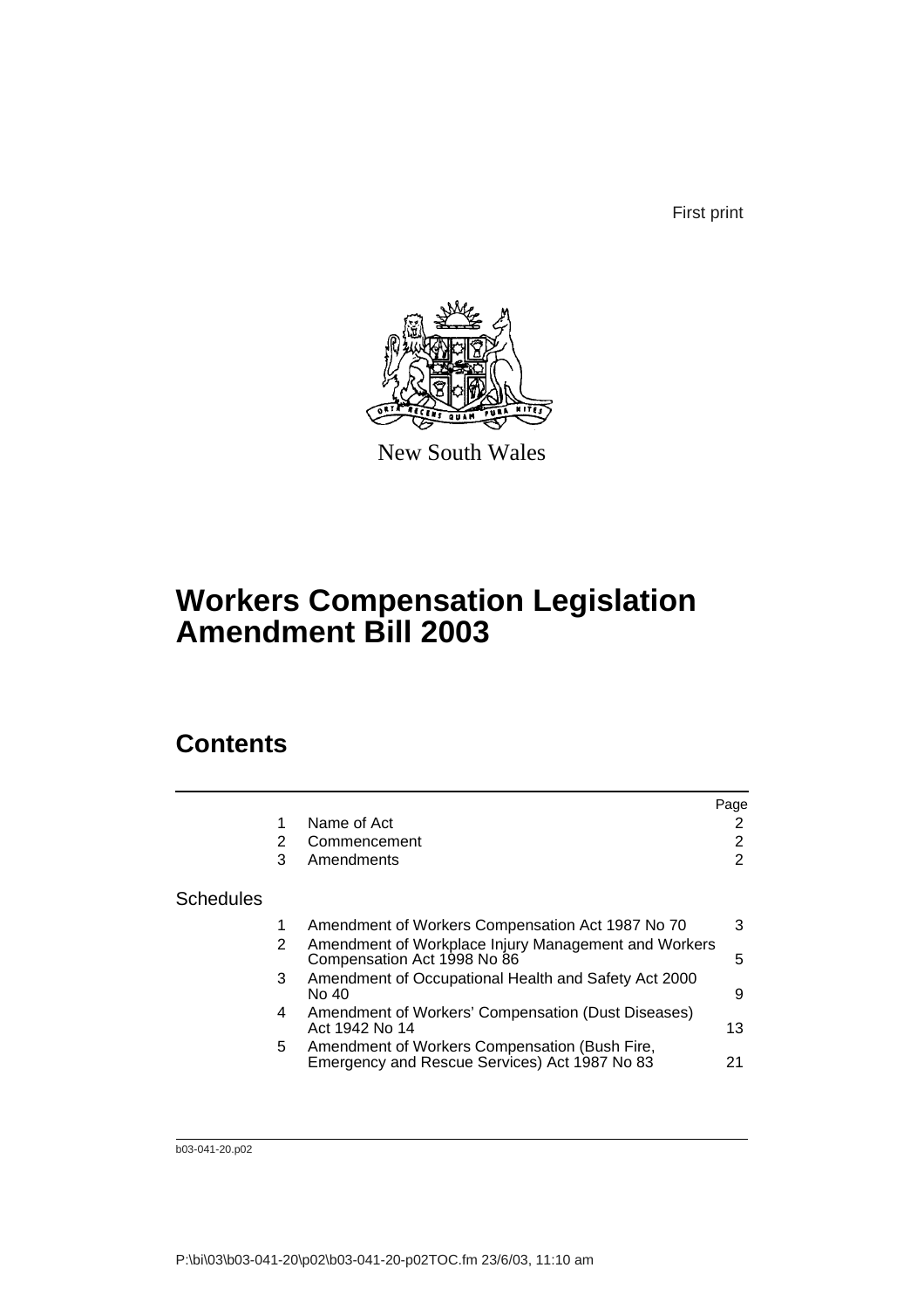First print

New South Wales

# Workers Compensation Legislation Amendment Bill 2003

## Contents

| | | | Page |
|---|---|---|---|
| | 1 | Name of Act | 2 |
| | 2 | Commencement | 2 |
| | 3 | Amendments | 2 |
| Schedules | | | |
| | 1 | Amendment of Workers Compensation Act 1987 No 70 | 3 |
| | 2 | Amendment of Workplace Injury Management and Workers Compensation Act 1998 No 86 | 5 |
| | 3 | Amendment of Occupational Health and Safety Act 2000 No 40 | 9 |
| | 4 | Amendment of Workers' Compensation (Dust Diseases) Act 1942 No 14 | 13 |
| | 5 | Amendment of Workers Compensation (Bush Fire, Emergency and Rescue Services) Act 1987 No 83 | 21 |

b03-041-20.p02

P:\bi\03\b03-041-20\p02\b03-041-20-p02TOC.fm 23/6/03, 11:10 am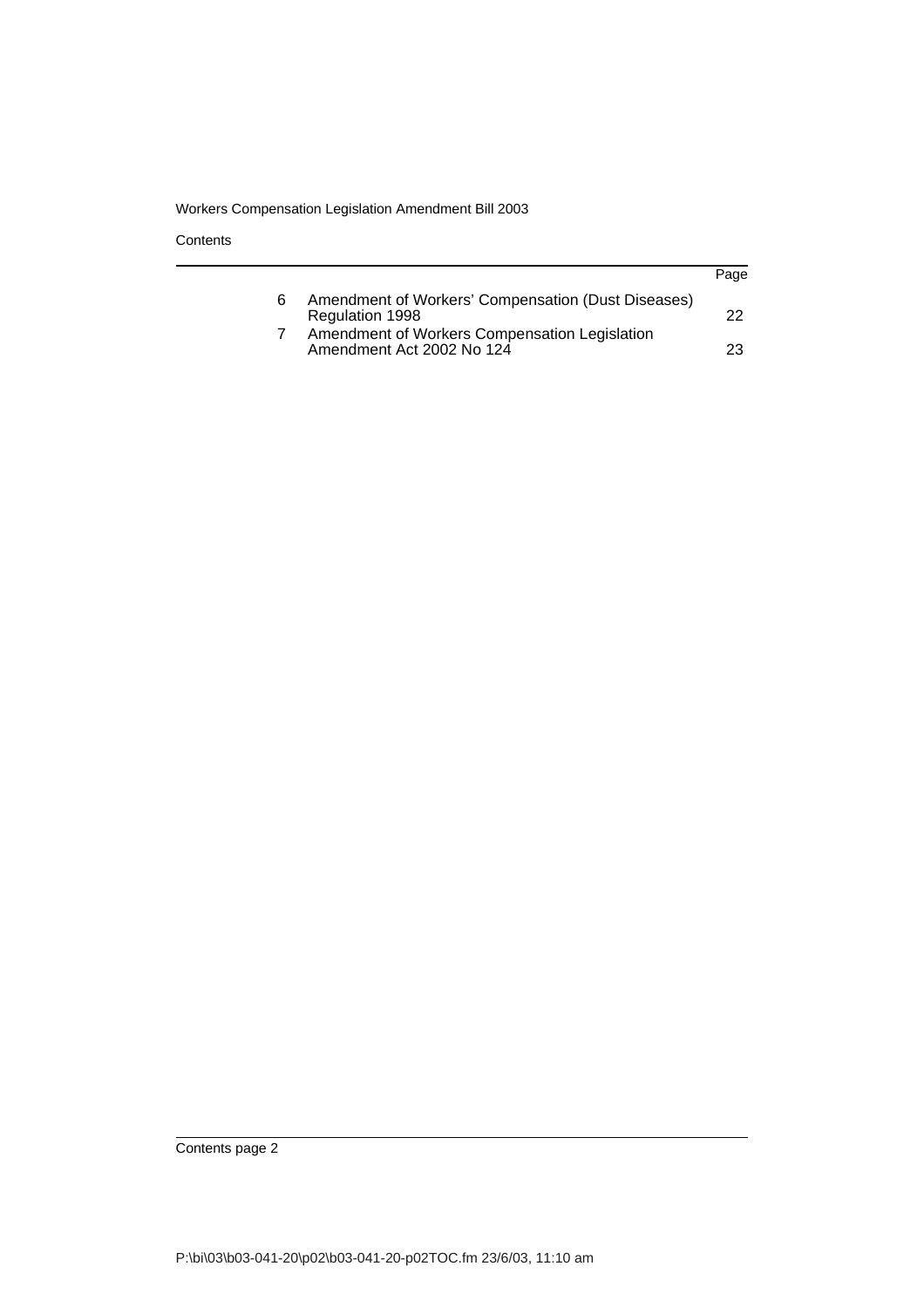| | | Page |
|---|---|---|
| 6 | Amendment of Workers' Compensation (Dust Diseases) Regulation 1998 | 22 |
| 7 | Amendment of Workers Compensation Legislation Amendment Act 2002 No 124 | 23 |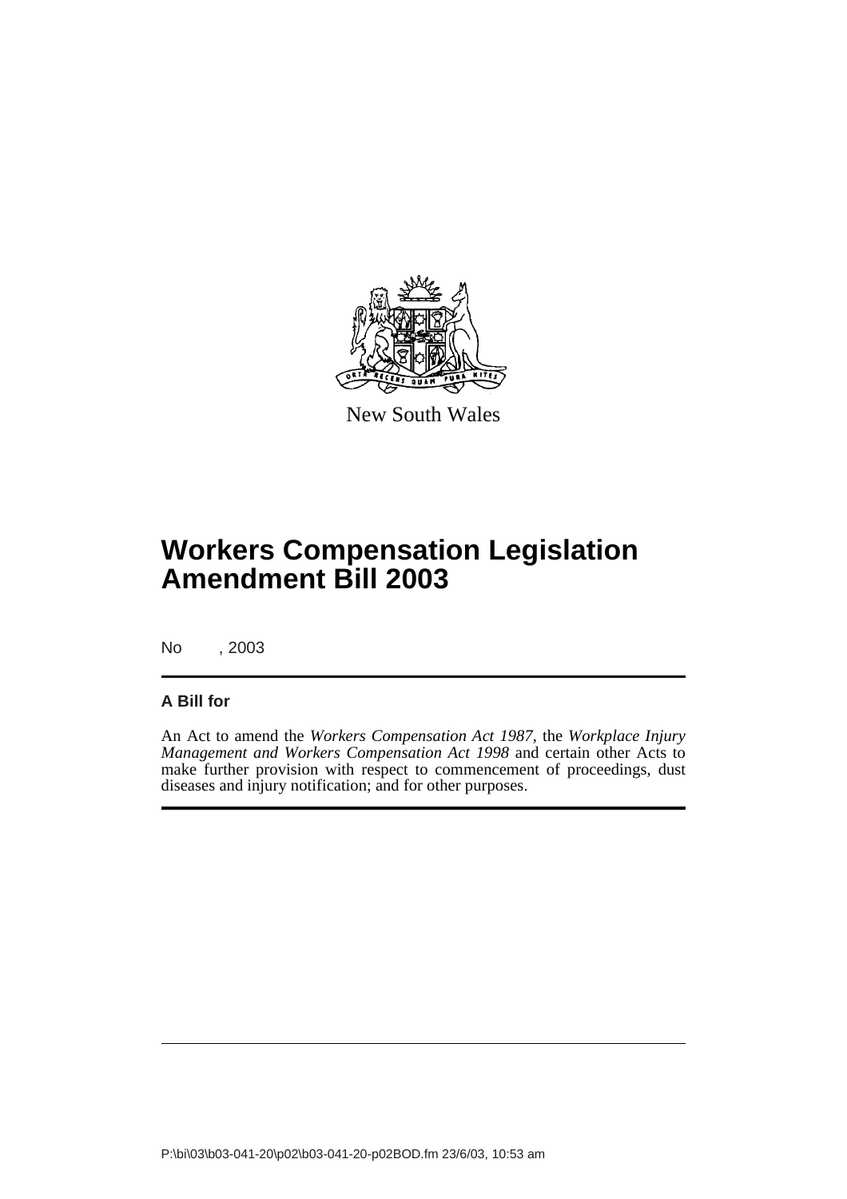New South Wales

# Workers Compensation Legislation Amendment Bill 2003

No , 2003

**A Bill for**

An Act to amend the *Workers Compensation Act 1987*, the *Workplace Injury Management and Workers Compensation Act 1998* and certain other Acts to make further provision with respect to commencement of proceedings, dust diseases and injury notification; and for other purposes.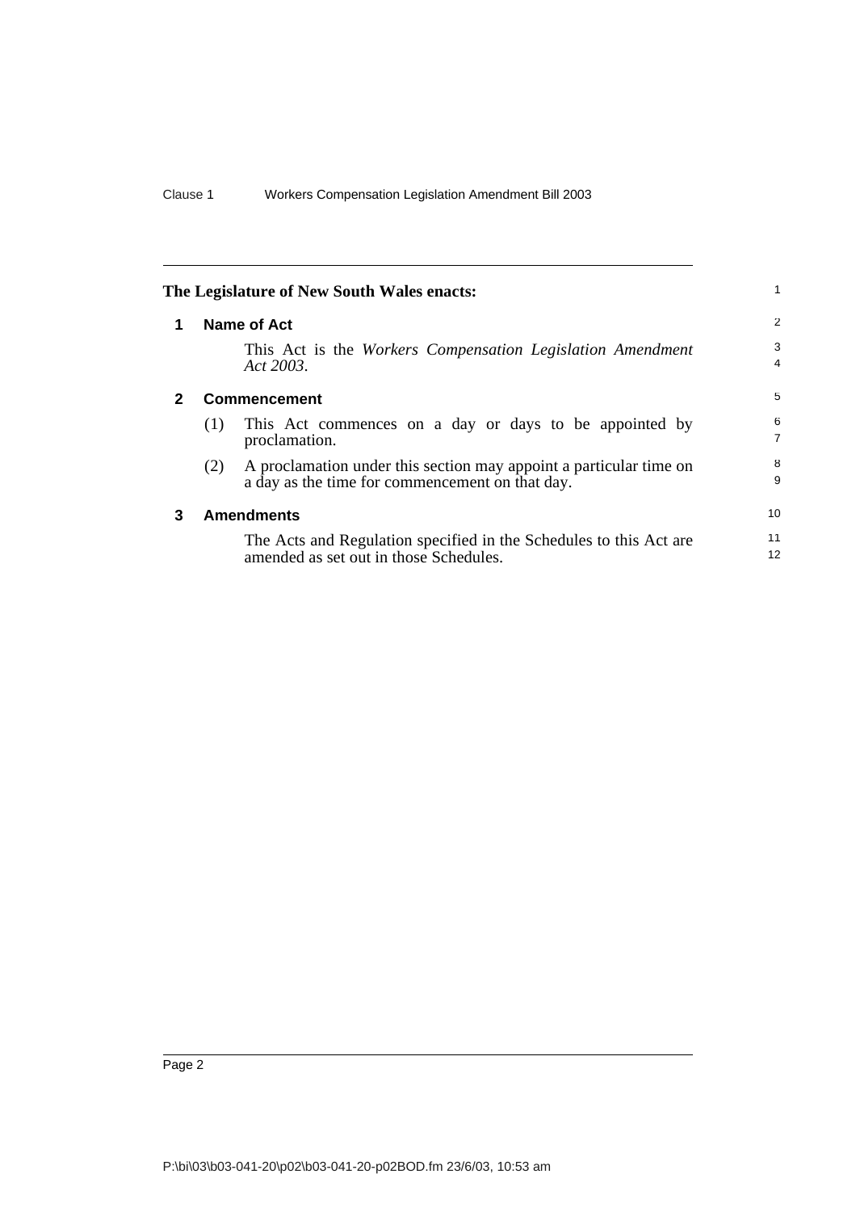**The Legislature of New South Wales enacts:**

## 1 Name of Act

This Act is the *Workers Compensation Legislation Amendment Act 2003*.

## 2 Commencement

(1) This Act commences on a day or days to be appointed by proclamation.

(2) A proclamation under this section may appoint a particular time on a day as the time for commencement on that day.

## 3 Amendments

The Acts and Regulation specified in the Schedules to this Act are amended as set out in those Schedules.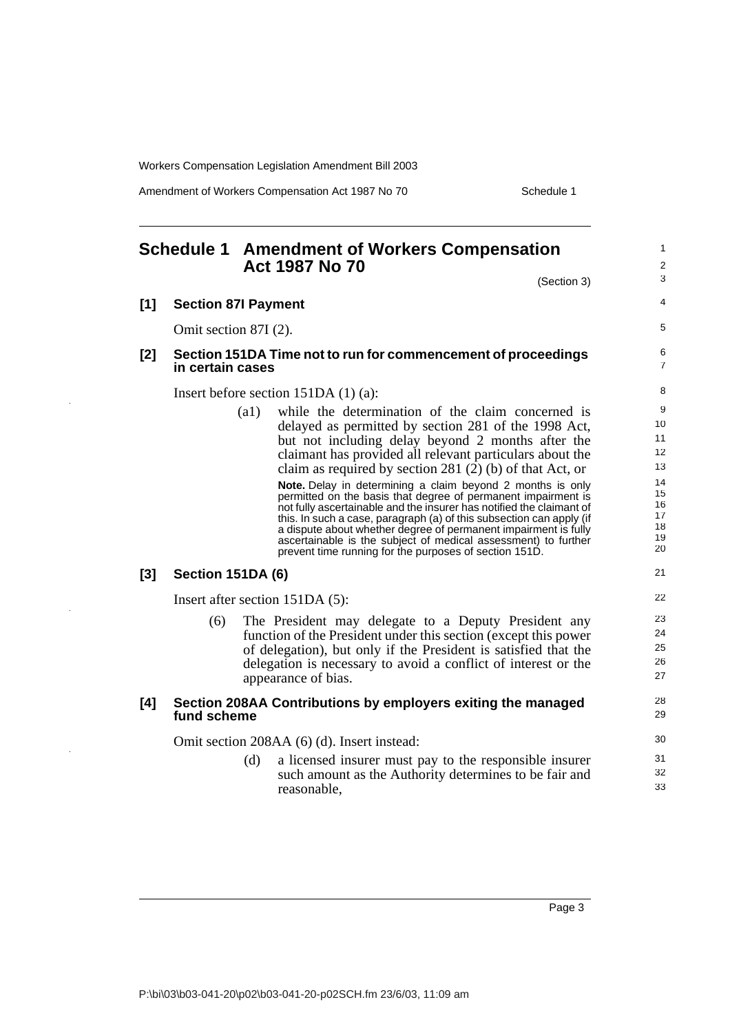# Schedule 1 Amendment of Workers Compensation Act 1987 No 70

(Section 3)

**[1] Section 87I Payment**

Omit section 87I (2).

**[2] Section 151DA Time not to run for commencement of proceedings in certain cases**

Insert before section 151DA (1) (a):

(a1) while the determination of the claim concerned is delayed as permitted by section 281 of the 1998 Act, but not including delay beyond 2 months after the claimant has provided all relevant particulars about the claim as required by section 281 (2) (b) of that Act, or

**Note.** Delay in determining a claim beyond 2 months is only permitted on the basis that degree of permanent impairment is not fully ascertainable and the insurer has notified the claimant of this. In such a case, paragraph (a) of this subsection can apply (if a dispute about whether degree of permanent impairment is fully ascertainable is the subject of medical assessment) to further prevent time running for the purposes of section 151D.

**[3] Section 151DA (6)**

Insert after section 151DA (5):

(6) The President may delegate to a Deputy President any function of the President under this section (except this power of delegation), but only if the President is satisfied that the delegation is necessary to avoid a conflict of interest or the appearance of bias.

**[4] Section 208AA Contributions by employers exiting the managed fund scheme**

Omit section 208AA (6) (d). Insert instead:

(d) a licensed insurer must pay to the responsible insurer such amount as the Authority determines to be fair and reasonable,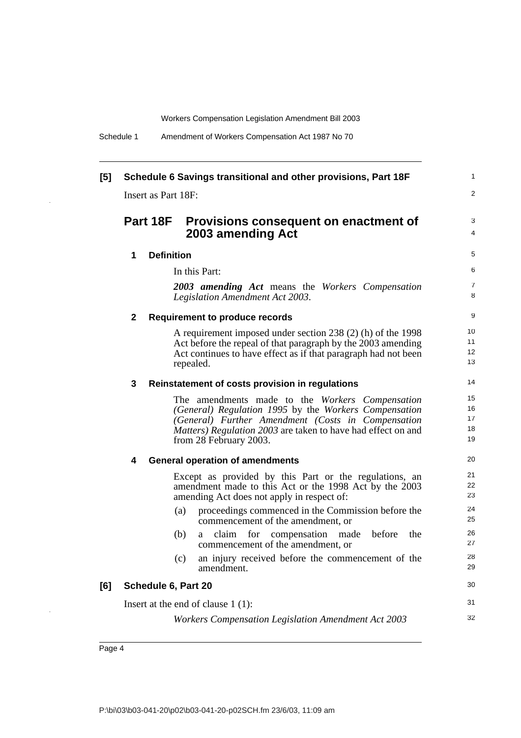**[5] Schedule 6 Savings transitional and other provisions, Part 18F**

Insert as Part 18F:

## Part 18F Provisions consequent on enactment of 2003 amending Act

### 1 Definition

In this Part:

***2003 amending Act*** means the *Workers Compensation Legislation Amendment Act 2003*.

### 2 Requirement to produce records

A requirement imposed under section 238 (2) (h) of the 1998 Act before the repeal of that paragraph by the 2003 amending Act continues to have effect as if that paragraph had not been repealed.

### 3 Reinstatement of costs provision in regulations

The amendments made to the *Workers Compensation (General) Regulation 1995* by the *Workers Compensation (General) Further Amendment (Costs in Compensation Matters) Regulation 2003* are taken to have had effect on and from 28 February 2003.

### 4 General operation of amendments

Except as provided by this Part or the regulations, an amendment made to this Act or the 1998 Act by the 2003 amending Act does not apply in respect of:

(a) proceedings commenced in the Commission before the commencement of the amendment, or

(b) a claim for compensation made before the commencement of the amendment, or

(c) an injury received before the commencement of the amendment.

**[6] Schedule 6, Part 20**

Insert at the end of clause 1 (1):

*Workers Compensation Legislation Amendment Act 2003*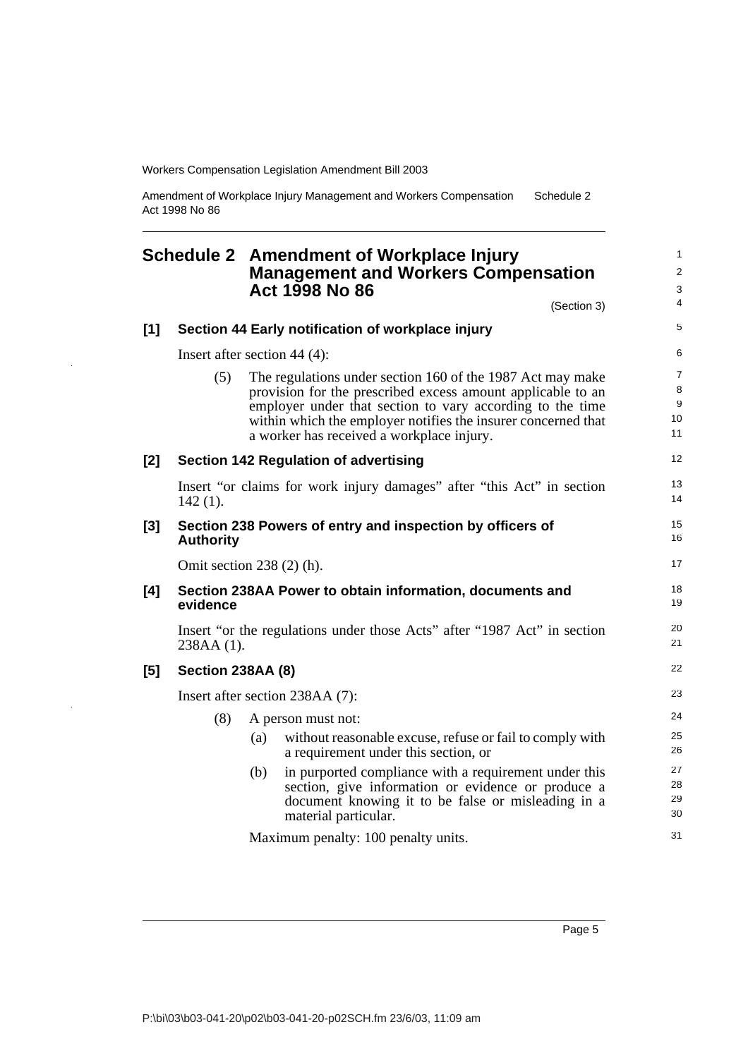# Schedule 2 Amendment of Workplace Injury Management and Workers Compensation Act 1998 No 86

(Section 3)

### [1] Section 44 Early notification of workplace injury

Insert after section 44 (4):

(5) The regulations under section 160 of the 1987 Act may make provision for the prescribed excess amount applicable to an employer under that section to vary according to the time within which the employer notifies the insurer concerned that a worker has received a workplace injury.

### [2] Section 142 Regulation of advertising

Insert "or claims for work injury damages" after "this Act" in section 142 (1).

### [3] Section 238 Powers of entry and inspection by officers of Authority

Omit section 238 (2) (h).

### [4] Section 238AA Power to obtain information, documents and evidence

Insert "or the regulations under those Acts" after "1987 Act" in section 238AA (1).

### [5] Section 238AA (8)

Insert after section 238AA (7):

(8) A person must not:

(a) without reasonable excuse, refuse or fail to comply with a requirement under this section, or

(b) in purported compliance with a requirement under this section, give information or evidence or produce a document knowing it to be false or misleading in a material particular.

Maximum penalty: 100 penalty units.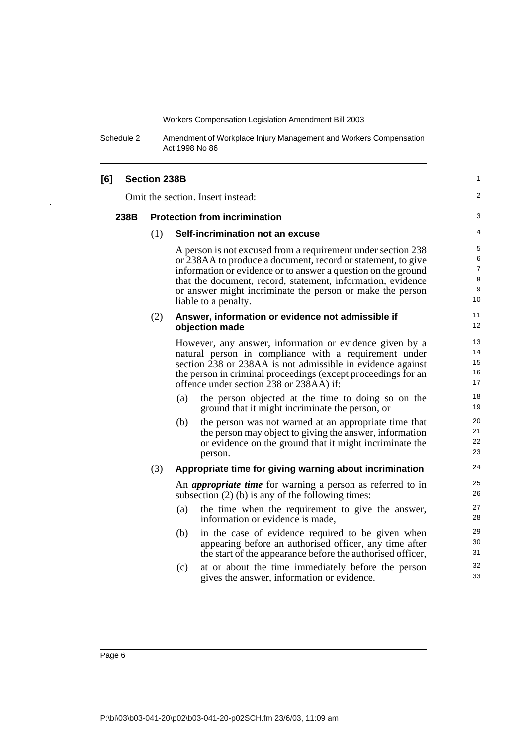## [6] Section 238B

Omit the section. Insert instead:

### 238B Protection from incrimination

(1) **Self-incrimination not an excuse**

A person is not excused from a requirement under section 238 or 238AA to produce a document, record or statement, to give information or evidence or to answer a question on the ground that the document, record, statement, information, evidence or answer might incriminate the person or make the person liable to a penalty.

(2) **Answer, information or evidence not admissible if objection made**

However, any answer, information or evidence given by a natural person in compliance with a requirement under section 238 or 238AA is not admissible in evidence against the person in criminal proceedings (except proceedings for an offence under section 238 or 238AA) if:

(a) the person objected at the time to doing so on the ground that it might incriminate the person, or

(b) the person was not warned at an appropriate time that the person may object to giving the answer, information or evidence on the ground that it might incriminate the person.

(3) **Appropriate time for giving warning about incrimination**

An ***appropriate time*** for warning a person as referred to in subsection (2) (b) is any of the following times:

(a) the time when the requirement to give the answer, information or evidence is made,

(b) in the case of evidence required to be given when appearing before an authorised officer, any time after the start of the appearance before the authorised officer,

(c) at or about the time immediately before the person gives the answer, information or evidence.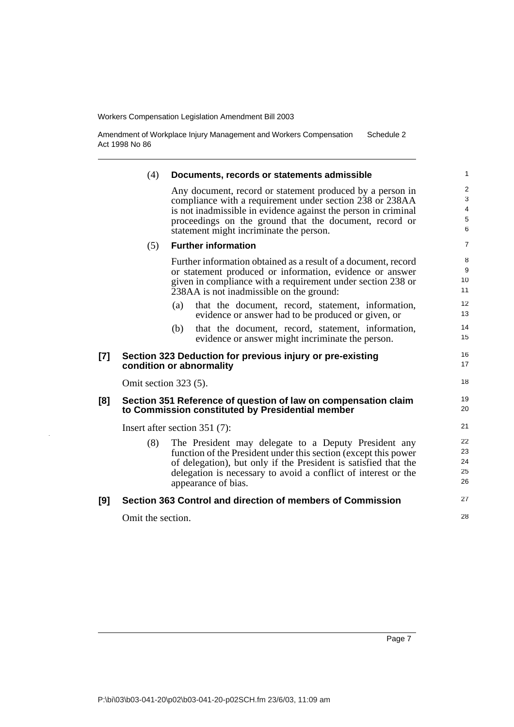(4) **Documents, records or statements admissible**

Any document, record or statement produced by a person in compliance with a requirement under section 238 or 238AA is not inadmissible in evidence against the person in criminal proceedings on the ground that the document, record or statement might incriminate the person.

(5) **Further information**

Further information obtained as a result of a document, record or statement produced or information, evidence or answer given in compliance with a requirement under section 238 or 238AA is not inadmissible on the ground:

(a) that the document, record, statement, information, evidence or answer had to be produced or given, or

(b) that the document, record, statement, information, evidence or answer might incriminate the person.

### [7] Section 323 Deduction for previous injury or pre-existing condition or abnormality

Omit section 323 (5).

### [8] Section 351 Reference of question of law on compensation claim to Commission constituted by Presidential member

Insert after section 351 (7):

(8) The President may delegate to a Deputy President any function of the President under this section (except this power of delegation), but only if the President is satisfied that the delegation is necessary to avoid a conflict of interest or the appearance of bias.

### [9] Section 363 Control and direction of members of Commission

Omit the section.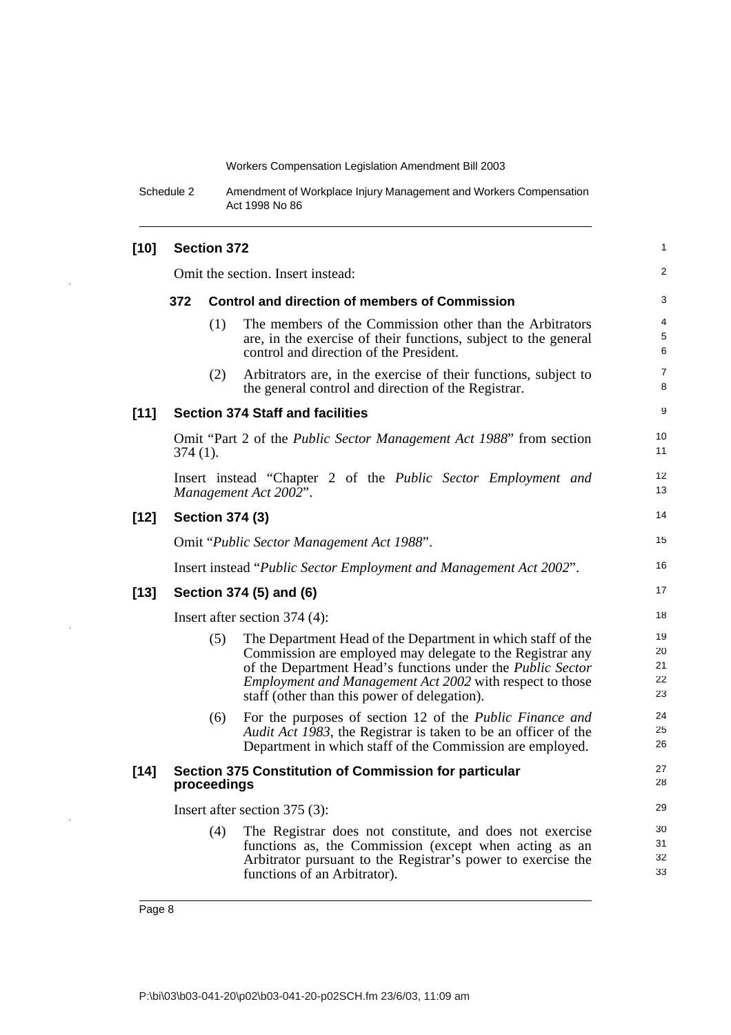**[10] Section 372**

Omit the section. Insert instead:

**372 Control and direction of members of Commission**

(1) The members of the Commission other than the Arbitrators are, in the exercise of their functions, subject to the general control and direction of the President.

(2) Arbitrators are, in the exercise of their functions, subject to the general control and direction of the Registrar.

**[11] Section 374 Staff and facilities**

Omit "Part 2 of the *Public Sector Management Act 1988*" from section 374 (1).

Insert instead "Chapter 2 of the *Public Sector Employment and Management Act 2002*".

**[12] Section 374 (3)**

Omit "*Public Sector Management Act 1988*".

Insert instead "*Public Sector Employment and Management Act 2002*".

**[13] Section 374 (5) and (6)**

Insert after section 374 (4):

(5) The Department Head of the Department in which staff of the Commission are employed may delegate to the Registrar any of the Department Head's functions under the *Public Sector Employment and Management Act 2002* with respect to those staff (other than this power of delegation).

(6) For the purposes of section 12 of the *Public Finance and Audit Act 1983*, the Registrar is taken to be an officer of the Department in which staff of the Commission are employed.

**[14] Section 375 Constitution of Commission for particular proceedings**

Insert after section 375 (3):

(4) The Registrar does not constitute, and does not exercise functions as, the Commission (except when acting as an Arbitrator pursuant to the Registrar's power to exercise the functions of an Arbitrator).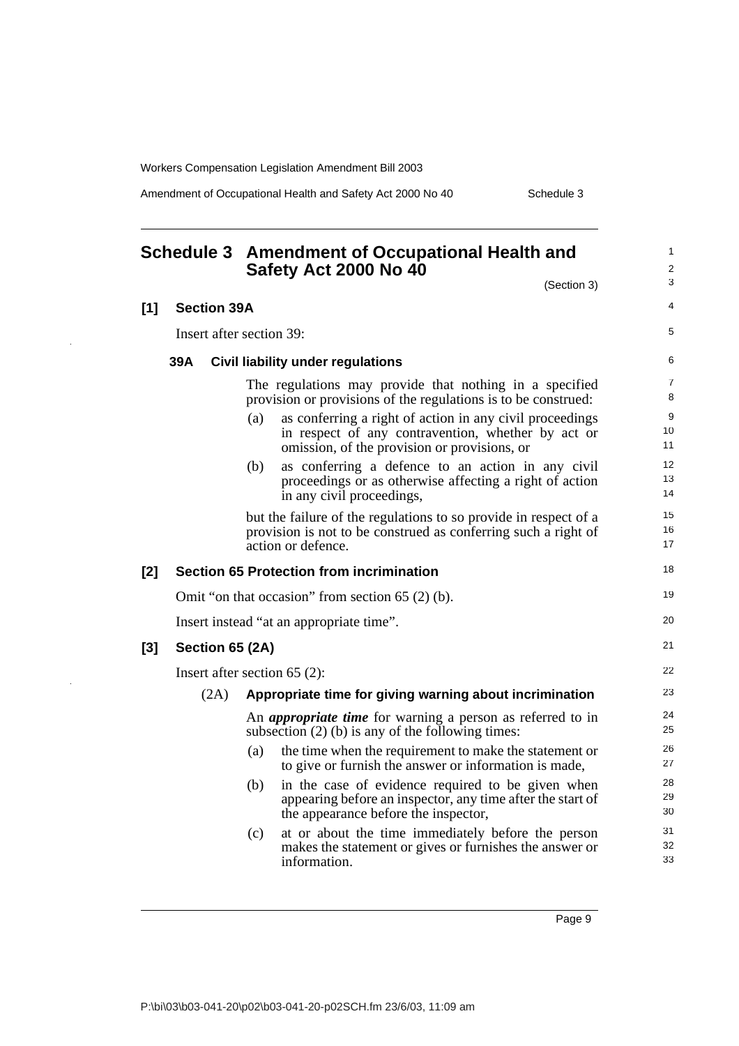# Schedule 3 Amendment of Occupational Health and Safety Act 2000 No 40

(Section 3)

## [1] Section 39A

Insert after section 39:

### 39A Civil liability under regulations

The regulations may provide that nothing in a specified provision or provisions of the regulations is to be construed:

(a) as conferring a right of action in any civil proceedings in respect of any contravention, whether by act or omission, of the provision or provisions, or

(b) as conferring a defence to an action in any civil proceedings or as otherwise affecting a right of action in any civil proceedings,

but the failure of the regulations to so provide in respect of a provision is not to be construed as conferring such a right of action or defence.

## [2] Section 65 Protection from incrimination

Omit "on that occasion" from section 65 (2) (b).

Insert instead "at an appropriate time".

## [3] Section 65 (2A)

Insert after section 65 (2):

(2A) **Appropriate time for giving warning about incrimination**

An ***appropriate time*** for warning a person as referred to in subsection (2) (b) is any of the following times:

(a) the time when the requirement to make the statement or to give or furnish the answer or information is made,

(b) in the case of evidence required to be given when appearing before an inspector, any time after the start of the appearance before the inspector,

(c) at or about the time immediately before the person makes the statement or gives or furnishes the answer or information.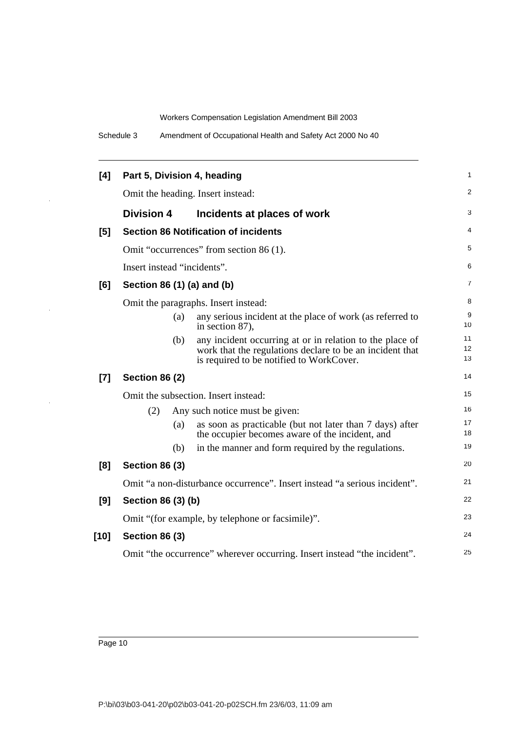**[4] Part 5, Division 4, heading**

Omit the heading. Insert instead:

**Division 4 Incidents at places of work**

**[5] Section 86 Notification of incidents**

Omit "occurrences" from section 86 (1).

Insert instead "incidents".

**[6] Section 86 (1) (a) and (b)**

Omit the paragraphs. Insert instead:

(a) any serious incident at the place of work (as referred to in section 87),

(b) any incident occurring at or in relation to the place of work that the regulations declare to be an incident that is required to be notified to WorkCover.

**[7] Section 86 (2)**

Omit the subsection. Insert instead:

(2) Any such notice must be given:

(a) as soon as practicable (but not later than 7 days) after the occupier becomes aware of the incident, and

(b) in the manner and form required by the regulations.

**[8] Section 86 (3)**

Omit "a non-disturbance occurrence". Insert instead "a serious incident".

**[9] Section 86 (3) (b)**

Omit "(for example, by telephone or facsimile)".

**[10] Section 86 (3)**

Omit "the occurrence" wherever occurring. Insert instead "the incident".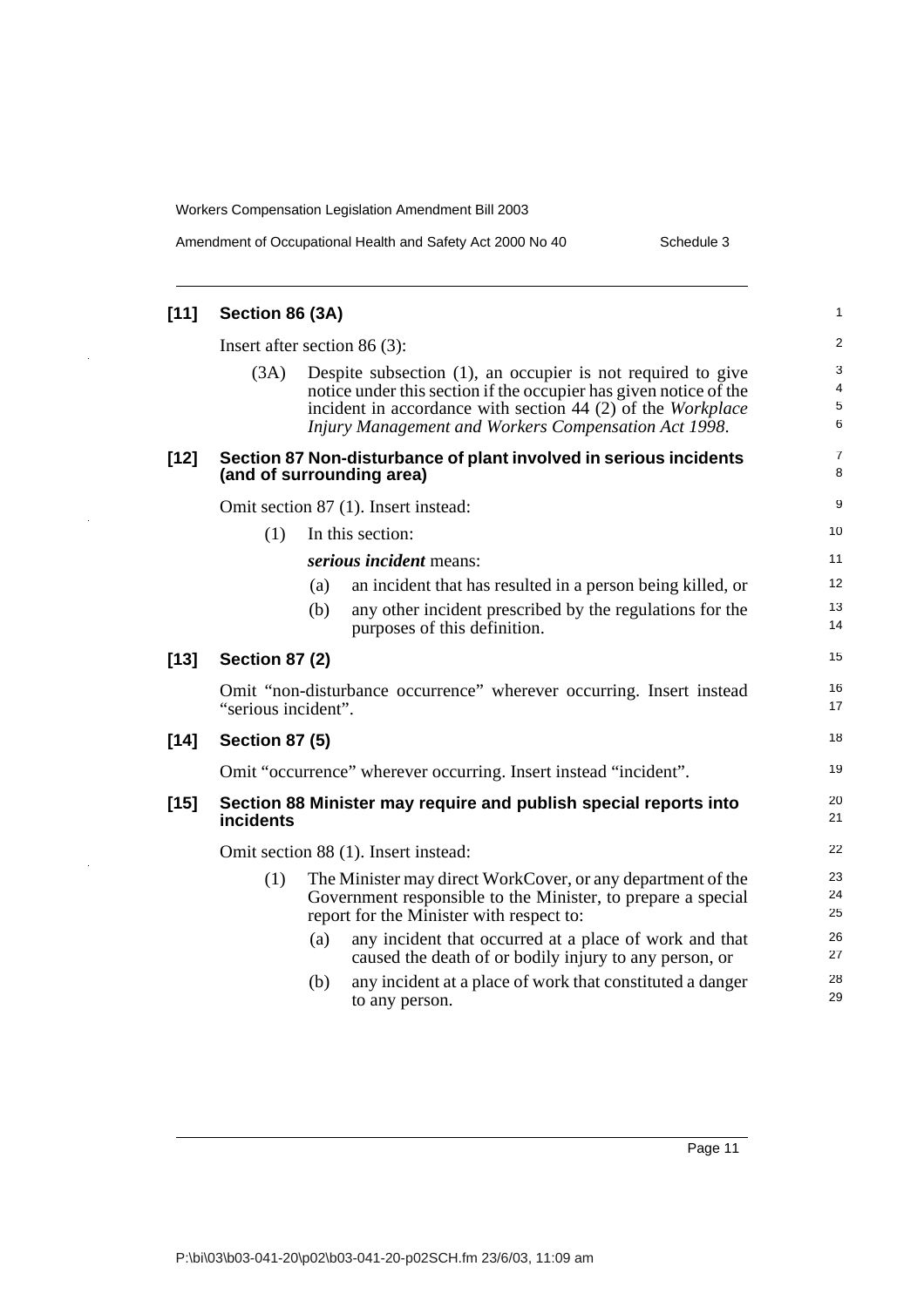## [11] Section 86 (3A)

Insert after section 86 (3):

(3A) Despite subsection (1), an occupier is not required to give notice under this section if the occupier has given notice of the incident in accordance with section 44 (2) of the *Workplace Injury Management and Workers Compensation Act 1998*.

## [12] Section 87 Non-disturbance of plant involved in serious incidents (and of surrounding area)

Omit section 87 (1). Insert instead:

(1) In this section:

***serious incident*** means:

(a) an incident that has resulted in a person being killed, or

(b) any other incident prescribed by the regulations for the purposes of this definition.

## [13] Section 87 (2)

Omit "non-disturbance occurrence" wherever occurring. Insert instead "serious incident".

## [14] Section 87 (5)

Omit "occurrence" wherever occurring. Insert instead "incident".

## [15] Section 88 Minister may require and publish special reports into incidents

Omit section 88 (1). Insert instead:

(1) The Minister may direct WorkCover, or any department of the Government responsible to the Minister, to prepare a special report for the Minister with respect to:

(a) any incident that occurred at a place of work and that caused the death of or bodily injury to any person, or

(b) any incident at a place of work that constituted a danger to any person.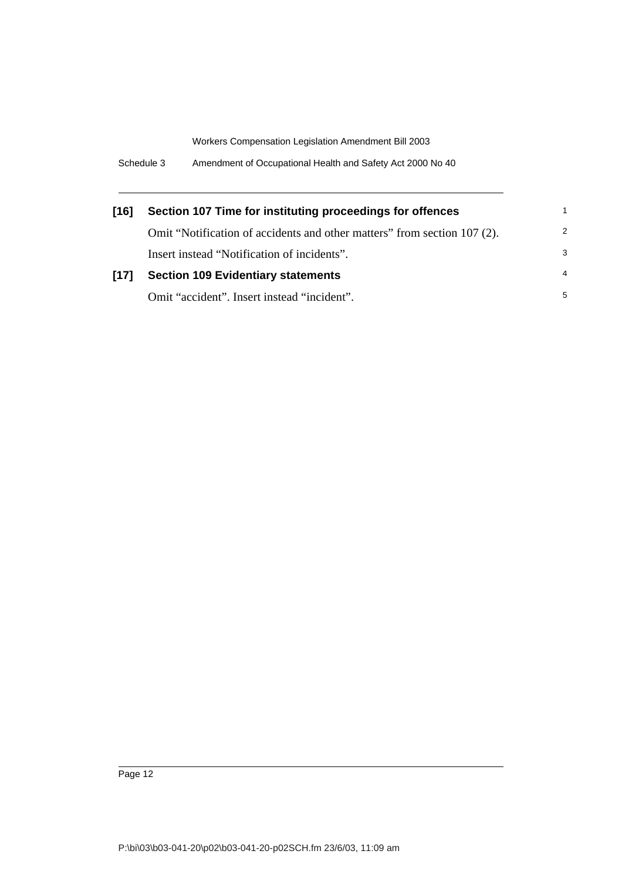**[16] Section 107 Time for instituting proceedings for offences**

Omit "Notification of accidents and other matters" from section 107 (2). Insert instead "Notification of incidents".

**[17] Section 109 Evidentiary statements**

Omit "accident". Insert instead "incident".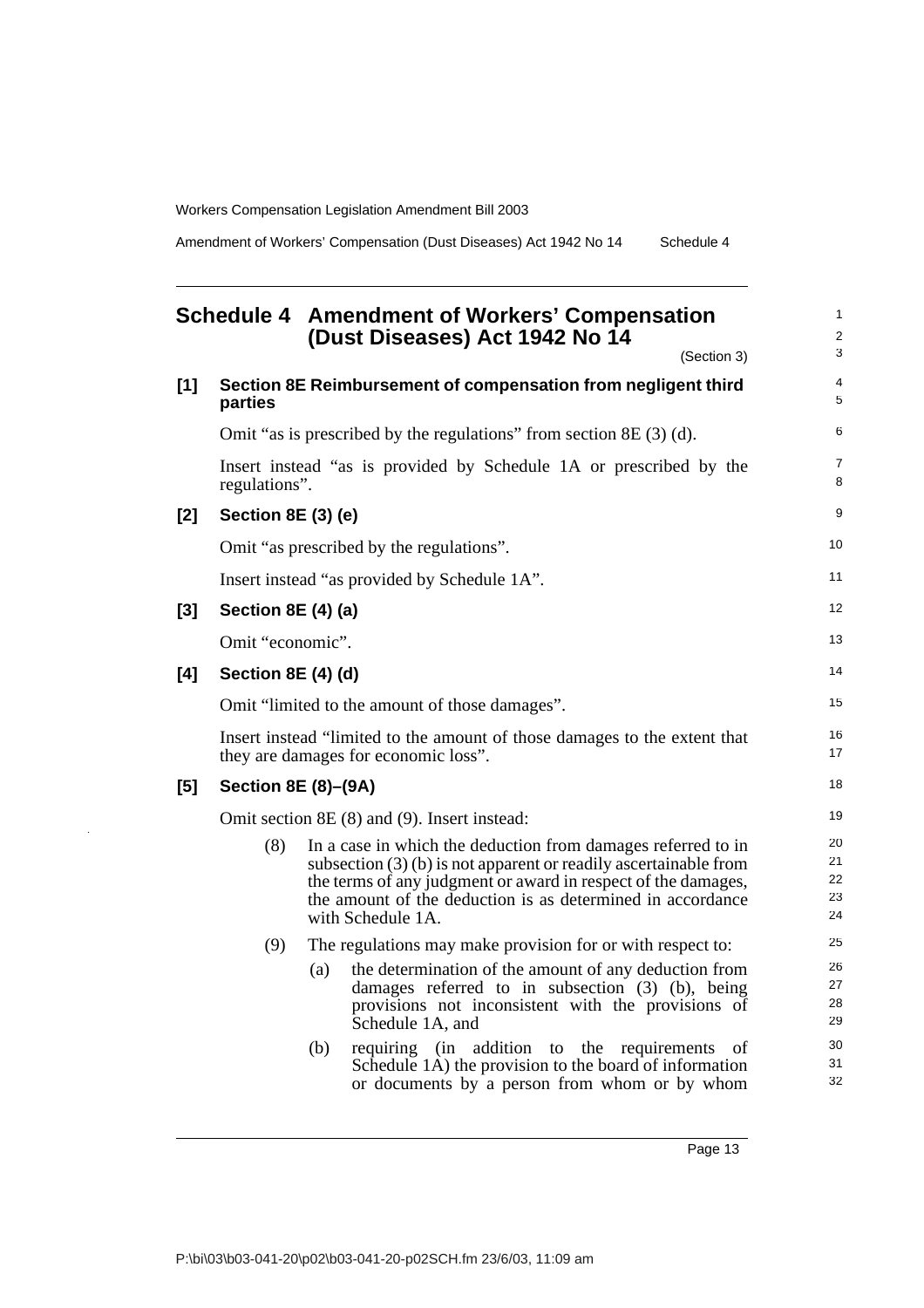## Schedule 4 Amendment of Workers' Compensation (Dust Diseases) Act 1942 No 14

(Section 3)

**[1] Section 8E Reimbursement of compensation from negligent third parties**

Omit "as is prescribed by the regulations" from section 8E (3) (d).

Insert instead "as is provided by Schedule 1A or prescribed by the regulations".

**[2] Section 8E (3) (e)**

Omit "as prescribed by the regulations".

Insert instead "as provided by Schedule 1A".

**[3] Section 8E (4) (a)**

Omit "economic".

**[4] Section 8E (4) (d)**

Omit "limited to the amount of those damages".

Insert instead "limited to the amount of those damages to the extent that they are damages for economic loss".

**[5] Section 8E (8)–(9A)**

Omit section 8E (8) and (9). Insert instead:

(8) In a case in which the deduction from damages referred to in subsection (3) (b) is not apparent or readily ascertainable from the terms of any judgment or award in respect of the damages, the amount of the deduction is as determined in accordance with Schedule 1A.

(9) The regulations may make provision for or with respect to:

(a) the determination of the amount of any deduction from damages referred to in subsection (3) (b), being provisions not inconsistent with the provisions of Schedule 1A, and

(b) requiring (in addition to the requirements of Schedule 1A) the provision to the board of information or documents by a person from whom or by whom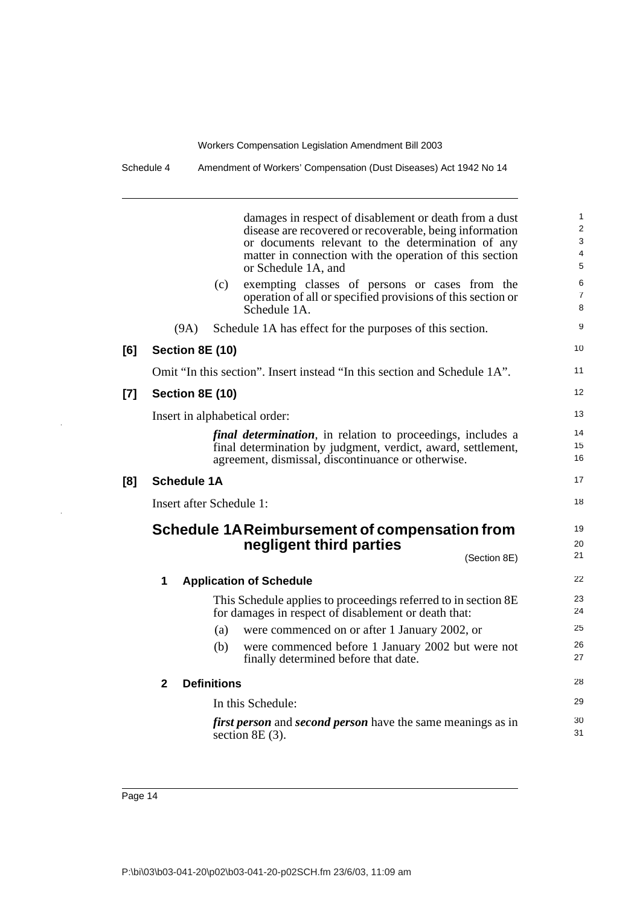damages in respect of disablement or death from a dust disease are recovered or recoverable, being information or documents relevant to the determination of any matter in connection with the operation of this section or Schedule 1A, and

(c) exempting classes of persons or cases from the operation of all or specified provisions of this section or Schedule 1A.

(9A) Schedule 1A has effect for the purposes of this section.

**[6] Section 8E (10)**

Omit "In this section". Insert instead "In this section and Schedule 1A".

**[7] Section 8E (10)**

Insert in alphabetical order:

***final determination***, in relation to proceedings, includes a final determination by judgment, verdict, award, settlement, agreement, dismissal, discontinuance or otherwise.

**[8] Schedule 1A**

Insert after Schedule 1:

## Schedule 1A Reimbursement of compensation from negligent third parties

(Section 8E)

### 1 Application of Schedule

This Schedule applies to proceedings referred to in section 8E for damages in respect of disablement or death that:

(a) were commenced on or after 1 January 2002, or

(b) were commenced before 1 January 2002 but were not finally determined before that date.

### 2 Definitions

In this Schedule:

***first person*** and ***second person*** have the same meanings as in section 8E (3).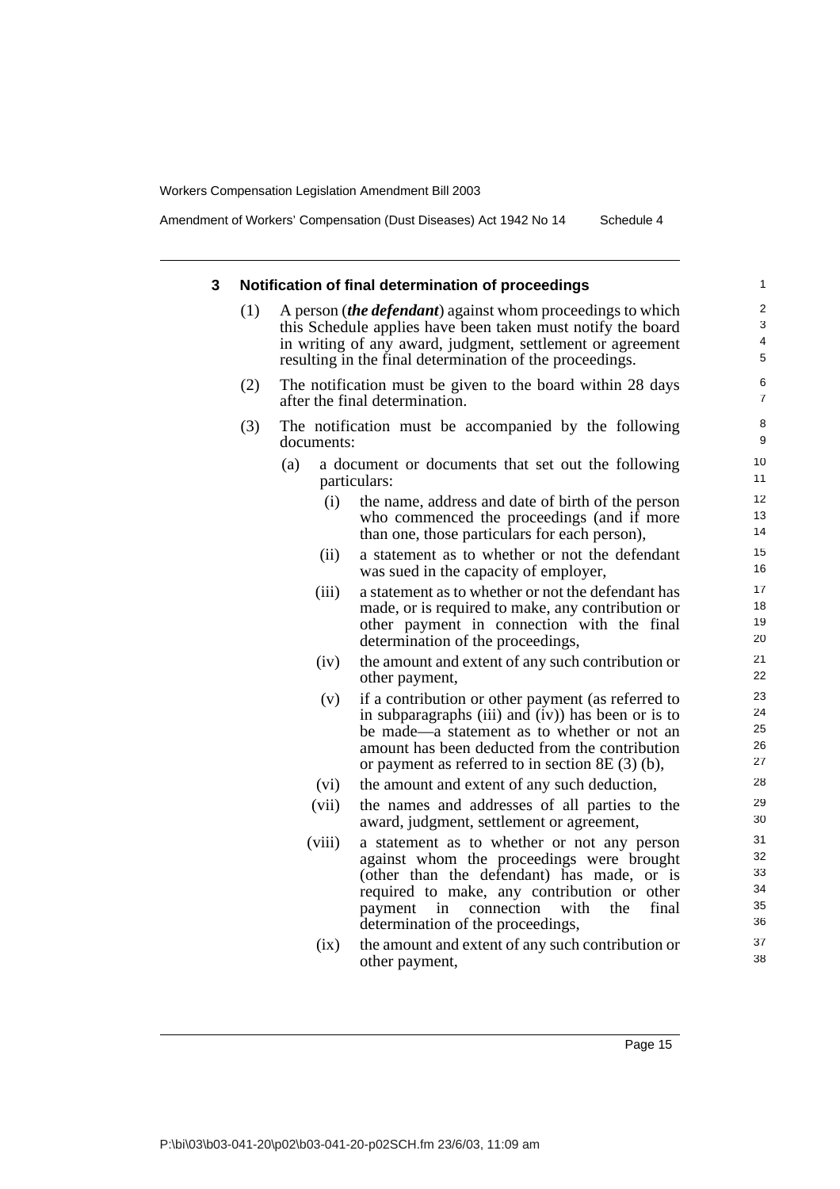### 3 Notification of final determination of proceedings

(1) A person (***the defendant***) against whom proceedings to which this Schedule applies have been taken must notify the board in writing of any award, judgment, settlement or agreement resulting in the final determination of the proceedings.

(2) The notification must be given to the board within 28 days after the final determination.

(3) The notification must be accompanied by the following documents:

- (a) a document or documents that set out the following particulars:
  - (i) the name, address and date of birth of the person who commenced the proceedings (and if more than one, those particulars for each person),
  - (ii) a statement as to whether or not the defendant was sued in the capacity of employer,
  - (iii) a statement as to whether or not the defendant has made, or is required to make, any contribution or other payment in connection with the final determination of the proceedings,
  - (iv) the amount and extent of any such contribution or other payment,
  - (v) if a contribution or other payment (as referred to in subparagraphs (iii) and (iv)) has been or is to be made—a statement as to whether or not an amount has been deducted from the contribution or payment as referred to in section 8E (3) (b),
  - (vi) the amount and extent of any such deduction,
  - (vii) the names and addresses of all parties to the award, judgment, settlement or agreement,
  - (viii) a statement as to whether or not any person against whom the proceedings were brought (other than the defendant) has made, or is required to make, any contribution or other payment in connection with the final determination of the proceedings,
  - (ix) the amount and extent of any such contribution or other payment,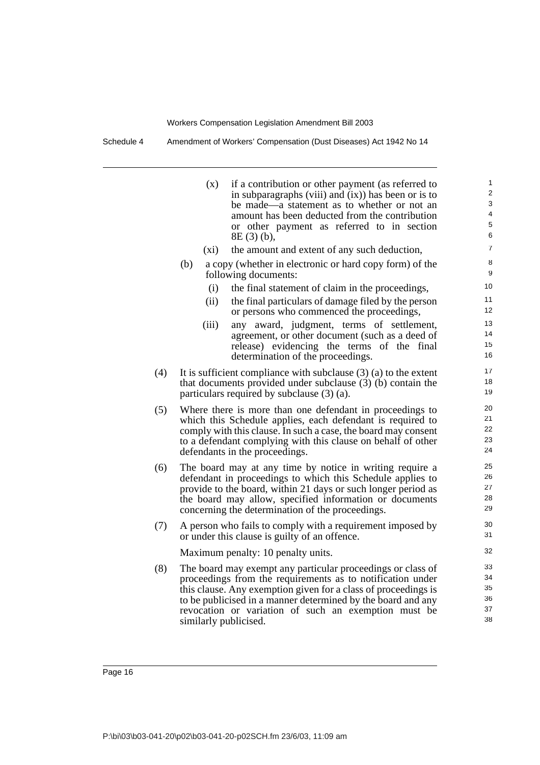(x) if a contribution or other payment (as referred to in subparagraphs (viii) and (ix)) has been or is to be made—a statement as to whether or not an amount has been deducted from the contribution or other payment as referred to in section 8E (3) (b),

(xi) the amount and extent of any such deduction,

(b) a copy (whether in electronic or hard copy form) of the following documents:

(i) the final statement of claim in the proceedings,

(ii) the final particulars of damage filed by the person or persons who commenced the proceedings,

(iii) any award, judgment, terms of settlement, agreement, or other document (such as a deed of release) evidencing the terms of the final determination of the proceedings.

(4) It is sufficient compliance with subclause (3) (a) to the extent that documents provided under subclause (3) (b) contain the particulars required by subclause (3) (a).

(5) Where there is more than one defendant in proceedings to which this Schedule applies, each defendant is required to comply with this clause. In such a case, the board may consent to a defendant complying with this clause on behalf of other defendants in the proceedings.

(6) The board may at any time by notice in writing require a defendant in proceedings to which this Schedule applies to provide to the board, within 21 days or such longer period as the board may allow, specified information or documents concerning the determination of the proceedings.

(7) A person who fails to comply with a requirement imposed by or under this clause is guilty of an offence.

Maximum penalty: 10 penalty units.

(8) The board may exempt any particular proceedings or class of proceedings from the requirements as to notification under this clause. Any exemption given for a class of proceedings is to be publicised in a manner determined by the board and any revocation or variation of such an exemption must be similarly publicised.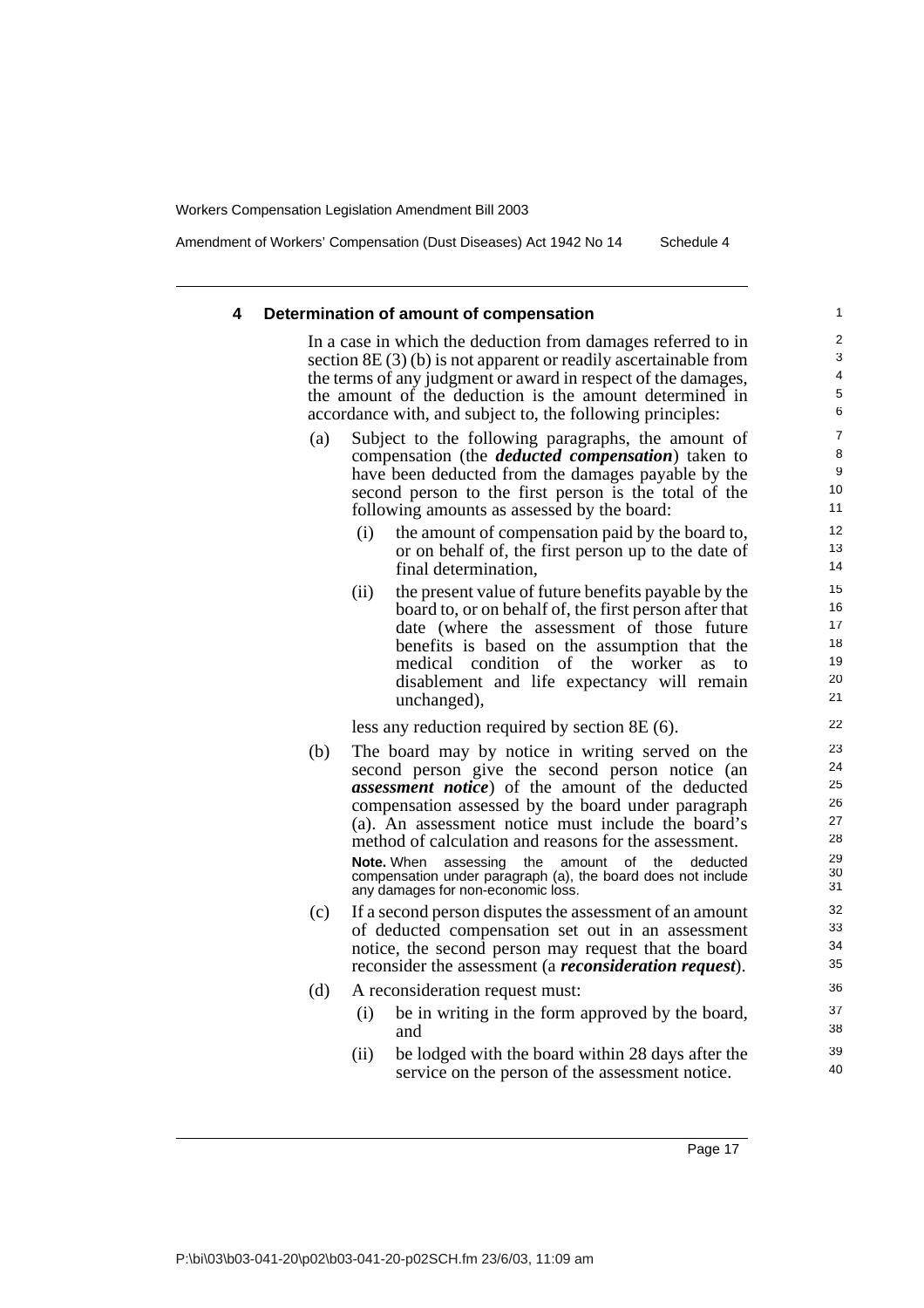#### 4 Determination of amount of compensation

In a case in which the deduction from damages referred to in section 8E (3) (b) is not apparent or readily ascertainable from the terms of any judgment or award in respect of the damages, the amount of the deduction is the amount determined in accordance with, and subject to, the following principles:

(a) Subject to the following paragraphs, the amount of compensation (the ***deducted compensation***) taken to have been deducted from the damages payable by the second person to the first person is the total of the following amounts as assessed by the board:

 (i) the amount of compensation paid by the board to, or on behalf of, the first person up to the date of final determination,

 (ii) the present value of future benefits payable by the board to, or on behalf of, the first person after that date (where the assessment of those future benefits is based on the assumption that the medical condition of the worker as to disablement and life expectancy will remain unchanged),

 less any reduction required by section 8E (6).

(b) The board may by notice in writing served on the second person give the second person notice (an ***assessment notice***) of the amount of the deducted compensation assessed by the board under paragraph (a). An assessment notice must include the board's method of calculation and reasons for the assessment.

 **Note.** When assessing the amount of the deducted compensation under paragraph (a), the board does not include any damages for non-economic loss.

(c) If a second person disputes the assessment of an amount of deducted compensation set out in an assessment notice, the second person may request that the board reconsider the assessment (a ***reconsideration request***).

(d) A reconsideration request must:

 (i) be in writing in the form approved by the board, and

 (ii) be lodged with the board within 28 days after the service on the person of the assessment notice.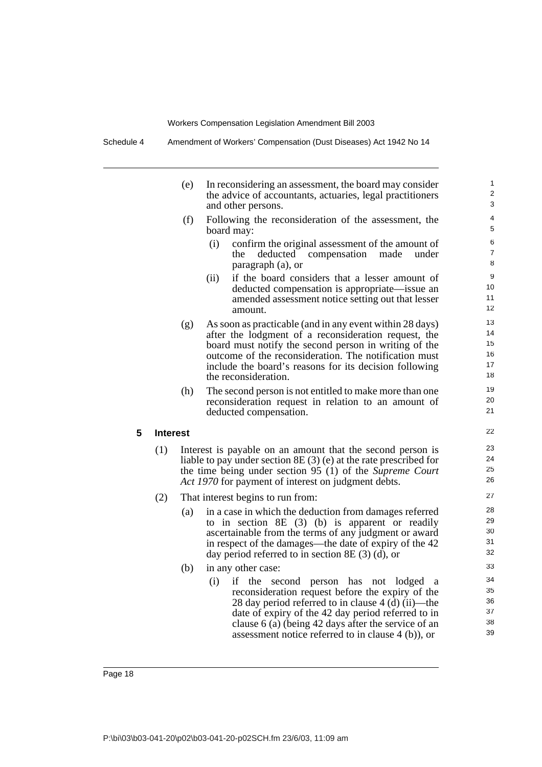(e) In reconsidering an assessment, the board may consider the advice of accountants, actuaries, legal practitioners and other persons.

(f) Following the reconsideration of the assessment, the board may:

(i) confirm the original assessment of the amount of the deducted compensation made under paragraph (a), or

(ii) if the board considers that a lesser amount of deducted compensation is appropriate—issue an amended assessment notice setting out that lesser amount.

(g) As soon as practicable (and in any event within 28 days) after the lodgment of a reconsideration request, the board must notify the second person in writing of the outcome of the reconsideration. The notification must include the board's reasons for its decision following the reconsideration.

(h) The second person is not entitled to make more than one reconsideration request in relation to an amount of deducted compensation.

**5 Interest**

(1) Interest is payable on an amount that the second person is liable to pay under section 8E (3) (e) at the rate prescribed for the time being under section 95 (1) of the *Supreme Court Act 1970* for payment of interest on judgment debts.

(2) That interest begins to run from:

(a) in a case in which the deduction from damages referred to in section 8E (3) (b) is apparent or readily ascertainable from the terms of any judgment or award in respect of the damages—the date of expiry of the 42 day period referred to in section 8E (3) (d), or

(b) in any other case:

(i) if the second person has not lodged a reconsideration request before the expiry of the 28 day period referred to in clause 4 (d) (ii)—the date of expiry of the 42 day period referred to in clause 6 (a) (being 42 days after the service of an assessment notice referred to in clause 4 (b)), or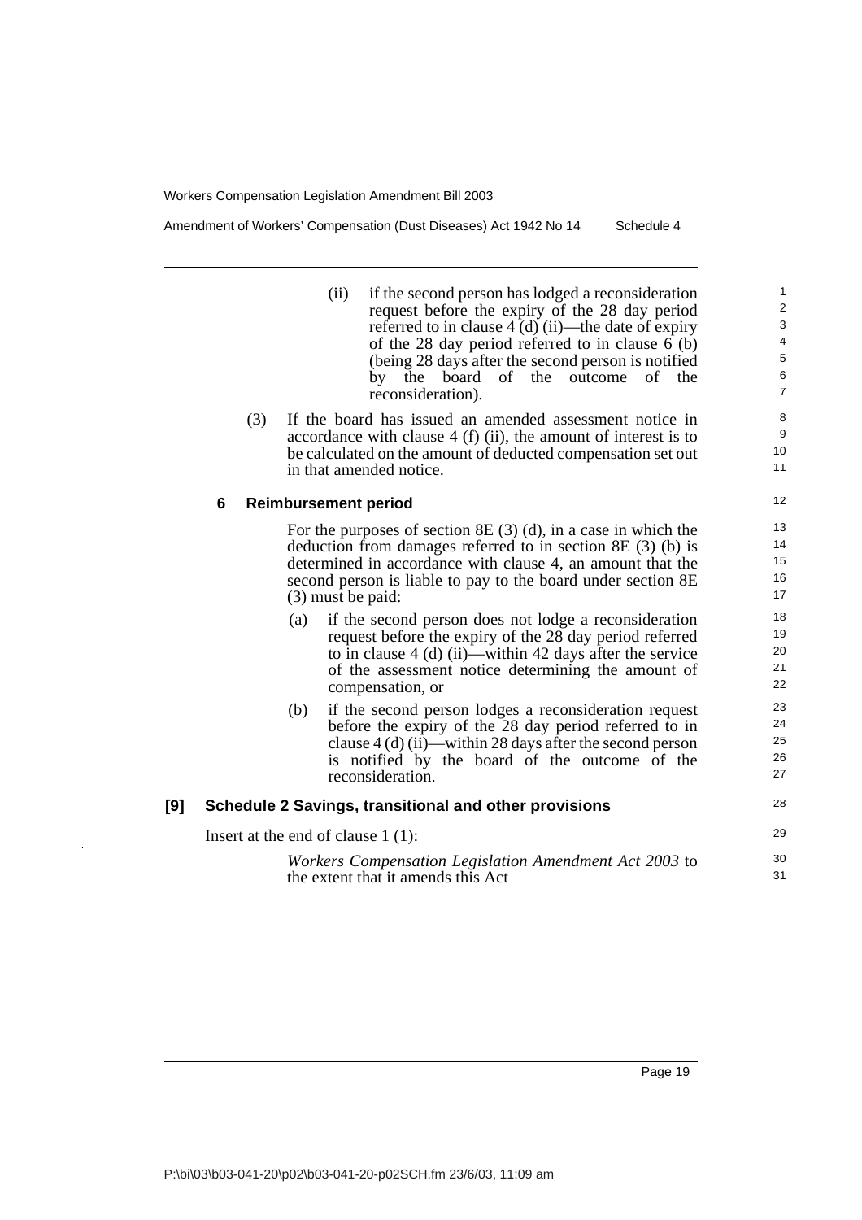(ii) if the second person has lodged a reconsideration request before the expiry of the 28 day period referred to in clause 4 (d) (ii)—the date of expiry of the 28 day period referred to in clause 6 (b) (being 28 days after the second person is notified by the board of the outcome of the reconsideration).

(3) If the board has issued an amended assessment notice in accordance with clause 4 (f) (ii), the amount of interest is to be calculated on the amount of deducted compensation set out in that amended notice.

### 6 Reimbursement period

For the purposes of section 8E (3) (d), in a case in which the deduction from damages referred to in section 8E (3) (b) is determined in accordance with clause 4, an amount that the second person is liable to pay to the board under section 8E (3) must be paid:

(a) if the second person does not lodge a reconsideration request before the expiry of the 28 day period referred to in clause 4 (d) (ii)—within 42 days after the service of the assessment notice determining the amount of compensation, or

(b) if the second person lodges a reconsideration request before the expiry of the 28 day period referred to in clause 4 (d) (ii)—within 28 days after the second person is notified by the board of the outcome of the reconsideration.

## [9] Schedule 2 Savings, transitional and other provisions

Insert at the end of clause 1 (1):

*Workers Compensation Legislation Amendment Act 2003* to the extent that it amends this Act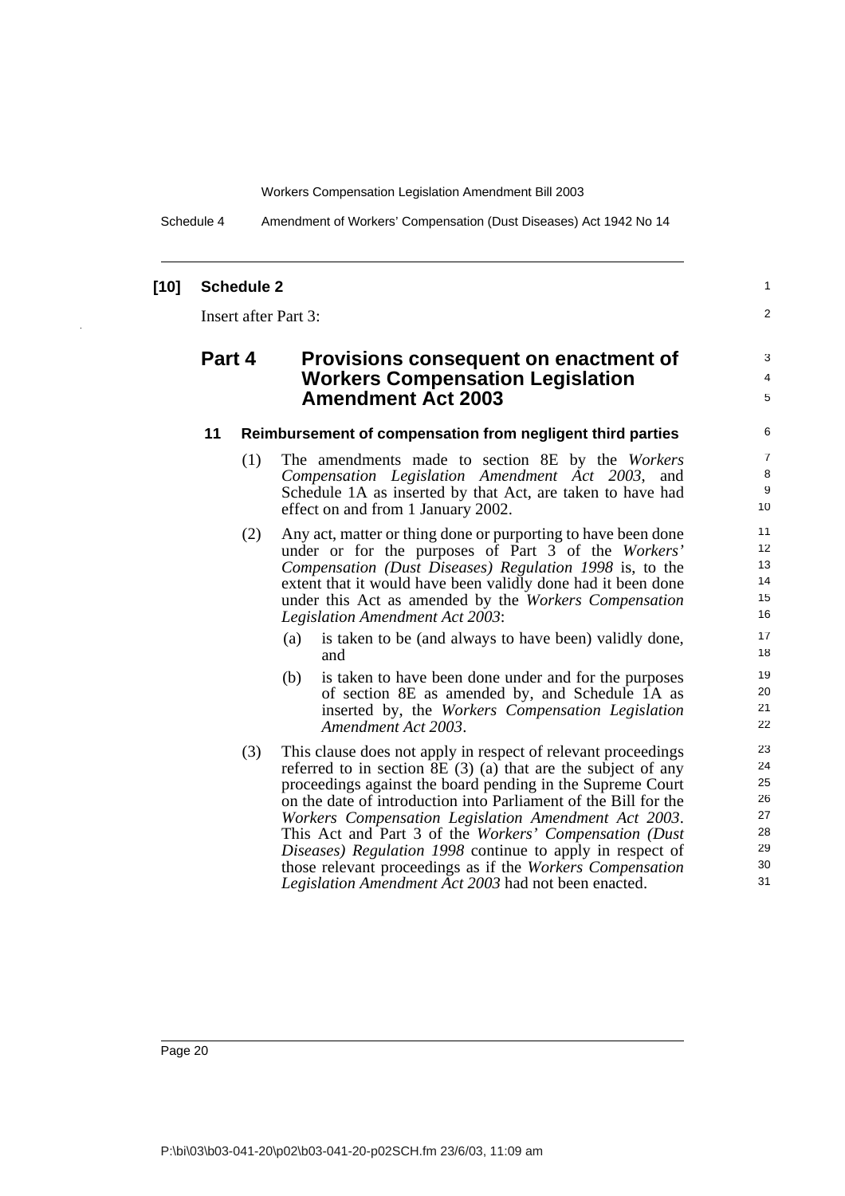**[10] Schedule 2**

Insert after Part 3:

## Part 4 Provisions consequent on enactment of Workers Compensation Legislation Amendment Act 2003

### 11 Reimbursement of compensation from negligent third parties

(1) The amendments made to section 8E by the *Workers Compensation Legislation Amendment Act 2003*, and Schedule 1A as inserted by that Act, are taken to have had effect on and from 1 January 2002.

(2) Any act, matter or thing done or purporting to have been done under or for the purposes of Part 3 of the *Workers' Compensation (Dust Diseases) Regulation 1998* is, to the extent that it would have been validly done had it been done under this Act as amended by the *Workers Compensation Legislation Amendment Act 2003*:

- (a) is taken to be (and always to have been) validly done, and
- (b) is taken to have been done under and for the purposes of section 8E as amended by, and Schedule 1A as inserted by, the *Workers Compensation Legislation Amendment Act 2003*.

(3) This clause does not apply in respect of relevant proceedings referred to in section 8E (3) (a) that are the subject of any proceedings against the board pending in the Supreme Court on the date of introduction into Parliament of the Bill for the *Workers Compensation Legislation Amendment Act 2003*. This Act and Part 3 of the *Workers' Compensation (Dust Diseases) Regulation 1998* continue to apply in respect of those relevant proceedings as if the *Workers Compensation Legislation Amendment Act 2003* had not been enacted.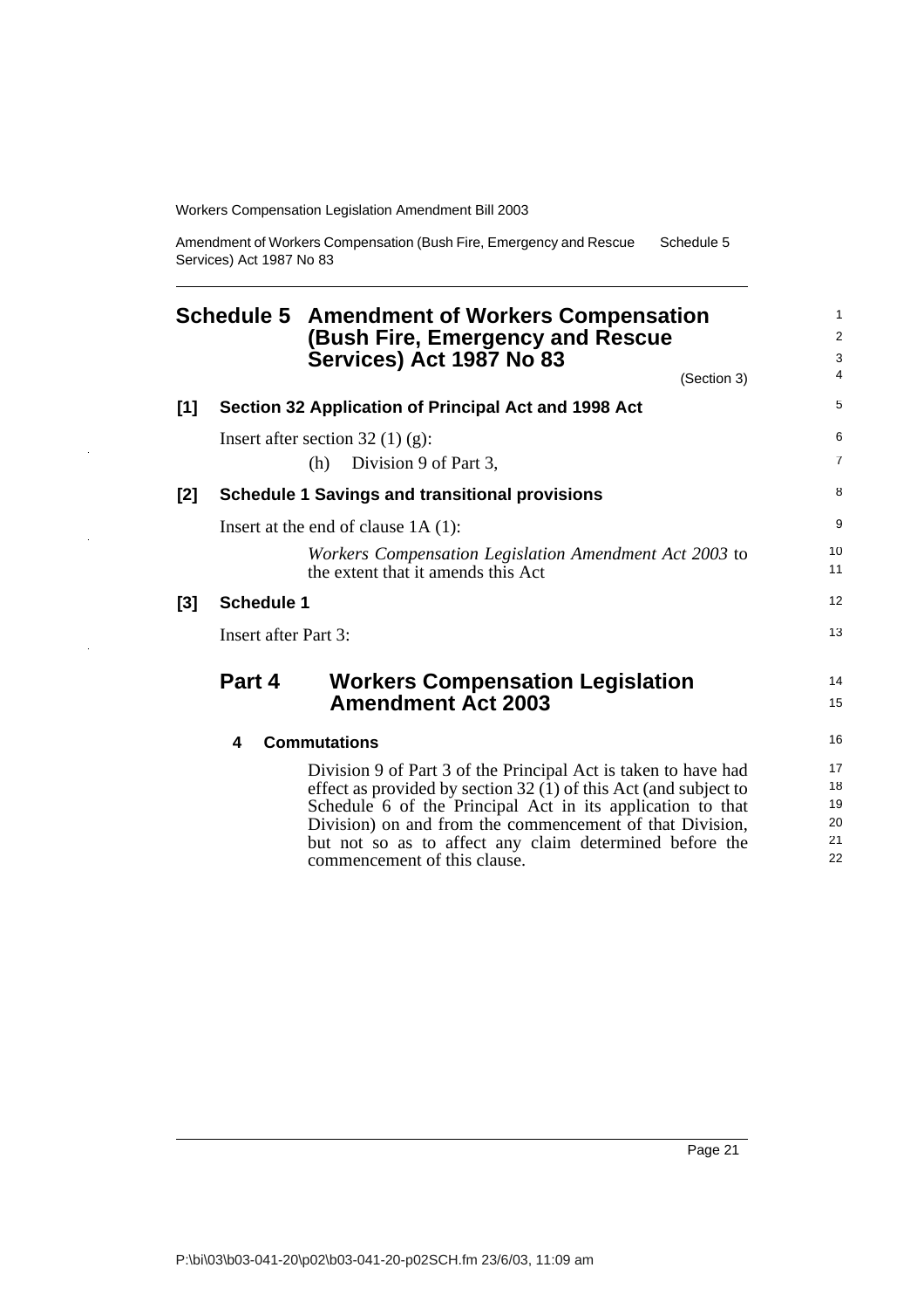# Schedule 5 Amendment of Workers Compensation (Bush Fire, Emergency and Rescue Services) Act 1987 No 83

(Section 3)

**[1] Section 32 Application of Principal Act and 1998 Act**

Insert after section 32 (1) (g):

(h) Division 9 of Part 3,

**[2] Schedule 1 Savings and transitional provisions**

Insert at the end of clause 1A (1):

*Workers Compensation Legislation Amendment Act 2003* to the extent that it amends this Act

**[3] Schedule 1**

Insert after Part 3:

## Part 4 Workers Compensation Legislation Amendment Act 2003

### 4 Commutations

Division 9 of Part 3 of the Principal Act is taken to have had effect as provided by section 32 (1) of this Act (and subject to Schedule 6 of the Principal Act in its application to that Division) on and from the commencement of that Division, but not so as to affect any claim determined before the commencement of this clause.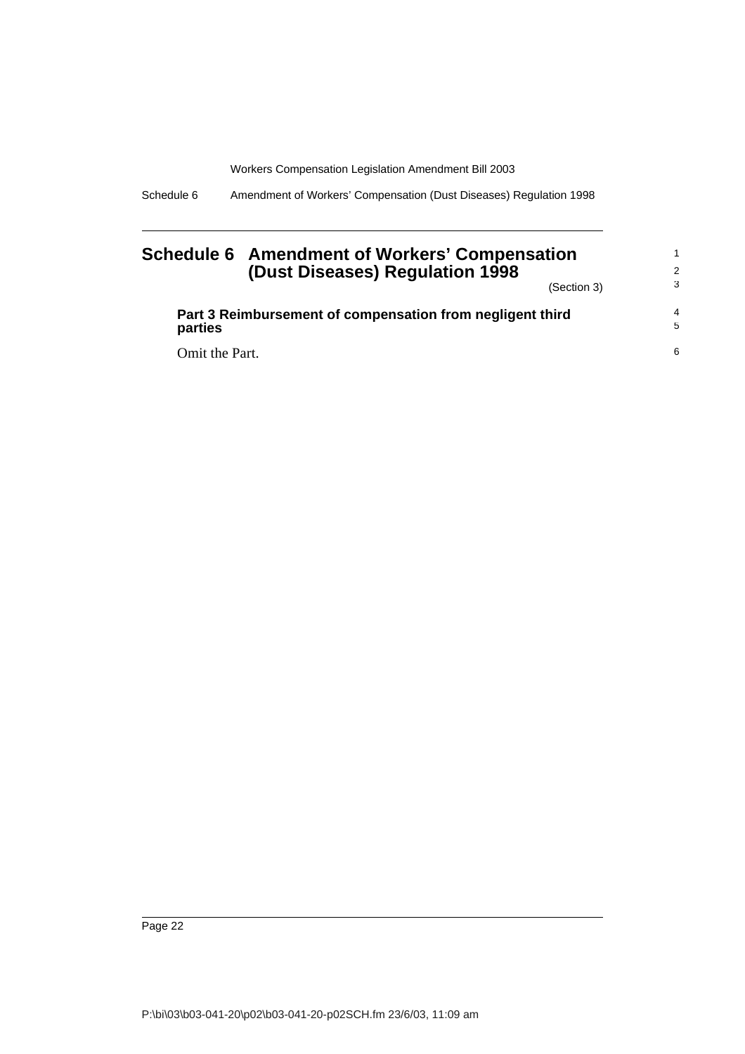# Schedule 6 Amendment of Workers' Compensation (Dust Diseases) Regulation 1998

(Section 3)

**Part 3 Reimbursement of compensation from negligent third parties**

Omit the Part.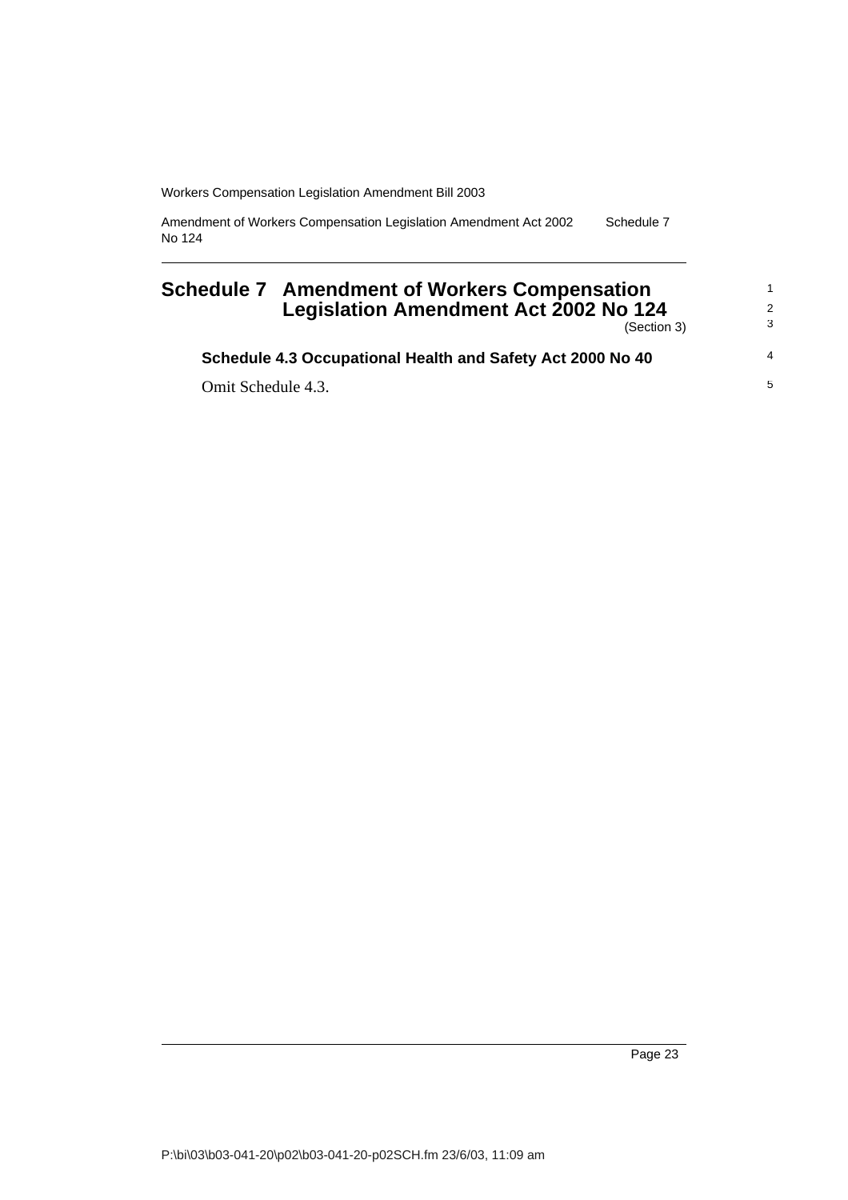# Schedule 7 Amendment of Workers Compensation Legislation Amendment Act 2002 No 124

(Section 3)

### Schedule 4.3 Occupational Health and Safety Act 2000 No 40

Omit Schedule 4.3.